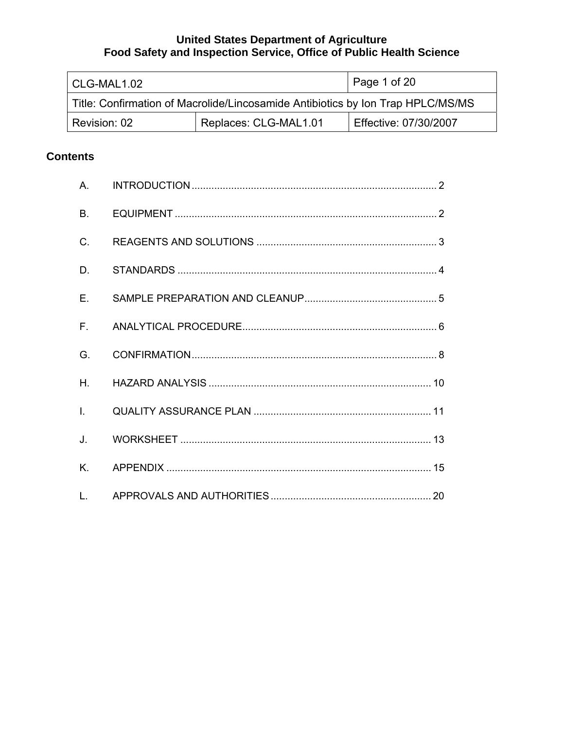**United States Department of Agriculture**
**Food Safety and Inspection Service, Office of Public Health Science**

| CLG-MAL1.02 | | Page 1 of 20 |
|---|---|---|
| Title: Confirmation of Macrolide/Lincosamide Antibiotics by Ion Trap HPLC/MS/MS | | |
| Revision: 02 | Replaces: CLG-MAL1.01 | Effective: 07/30/2007 |

## Contents

A. INTRODUCTION ........ 2

B. EQUIPMENT ........ 2

C. REAGENTS AND SOLUTIONS ........ 3

D. STANDARDS ........ 4

E. SAMPLE PREPARATION AND CLEANUP ........ 5

F. ANALYTICAL PROCEDURE ........ 6

G. CONFIRMATION ........ 8

H. HAZARD ANALYSIS ........ 10

I. QUALITY ASSURANCE PLAN ........ 11

J. WORKSHEET ........ 13

K. APPENDIX ........ 15

L. APPROVALS AND AUTHORITIES ........ 20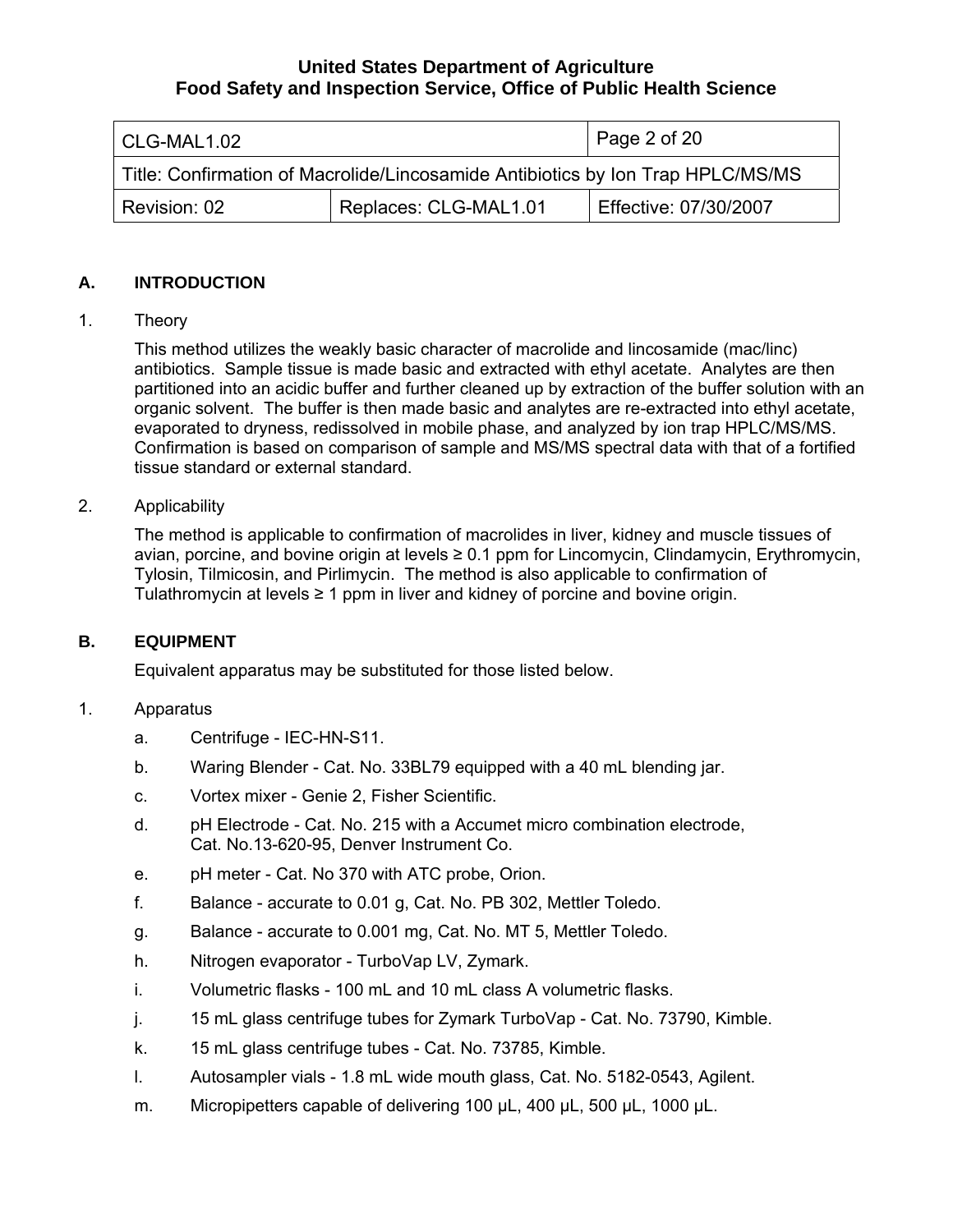## A. INTRODUCTION

1. Theory

   This method utilizes the weakly basic character of macrolide and lincosamide (mac/linc) antibiotics. Sample tissue is made basic and extracted with ethyl acetate. Analytes are then partitioned into an acidic buffer and further cleaned up by extraction of the buffer solution with an organic solvent. The buffer is then made basic and analytes are re-extracted into ethyl acetate, evaporated to dryness, redissolved in mobile phase, and analyzed by ion trap HPLC/MS/MS. Confirmation is based on comparison of sample and MS/MS spectral data with that of a fortified tissue standard or external standard.

2. Applicability

   The method is applicable to confirmation of macrolides in liver, kidney and muscle tissues of avian, porcine, and bovine origin at levels ≥ 0.1 ppm for Lincomycin, Clindamycin, Erythromycin, Tylosin, Tilmicosin, and Pirlimycin. The method is also applicable to confirmation of Tulathromycin at levels ≥ 1 ppm in liver and kidney of porcine and bovine origin.

## B. EQUIPMENT

Equivalent apparatus may be substituted for those listed below.

1. Apparatus

   a. Centrifuge - IEC-HN-S11.

   b. Waring Blender - Cat. No. 33BL79 equipped with a 40 mL blending jar.

   c. Vortex mixer - Genie 2, Fisher Scientific.

   d. pH Electrode - Cat. No. 215 with a Accumet micro combination electrode, Cat. No.13-620-95, Denver Instrument Co.

   e. pH meter - Cat. No 370 with ATC probe, Orion.

   f. Balance - accurate to 0.01 g, Cat. No. PB 302, Mettler Toledo.

   g. Balance - accurate to 0.001 mg, Cat. No. MT 5, Mettler Toledo.

   h. Nitrogen evaporator - TurboVap LV, Zymark.

   i. Volumetric flasks - 100 mL and 10 mL class A volumetric flasks.

   j. 15 mL glass centrifuge tubes for Zymark TurboVap - Cat. No. 73790, Kimble.

   k. 15 mL glass centrifuge tubes - Cat. No. 73785, Kimble.

   l. Autosampler vials - 1.8 mL wide mouth glass, Cat. No. 5182-0543, Agilent.

   m. Micropipetters capable of delivering 100 µL, 400 µL, 500 µL, 1000 µL.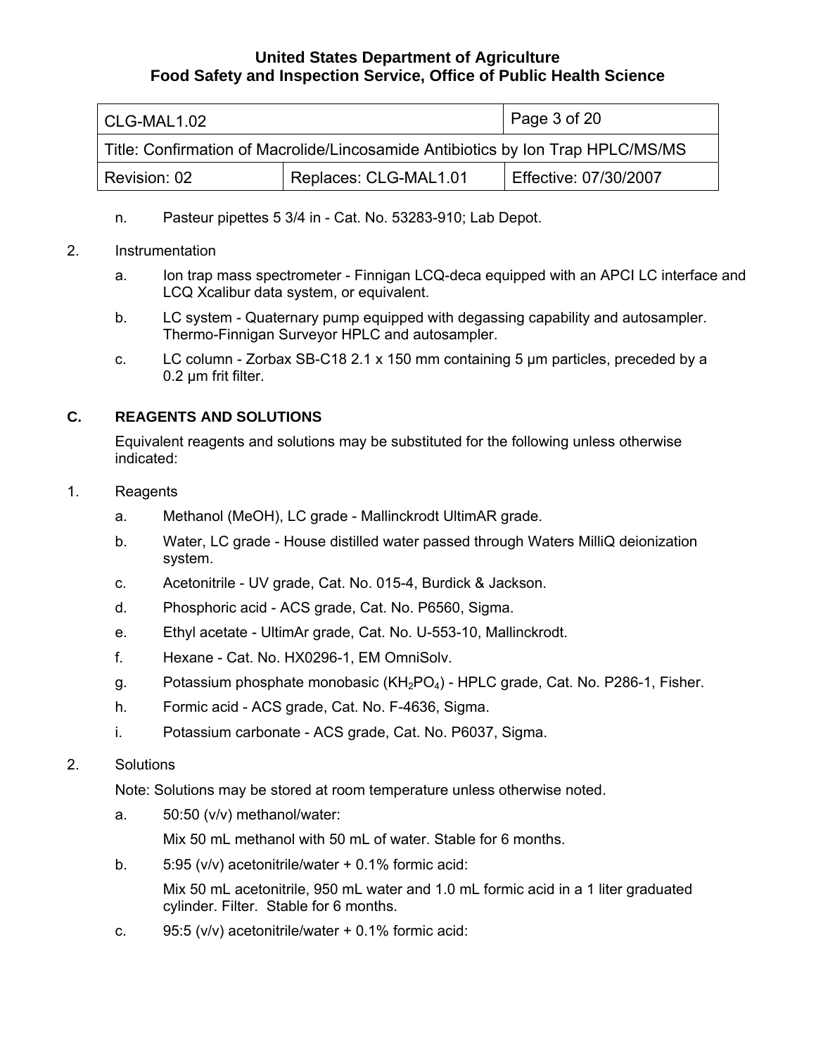n. Pasteur pipettes 5 3/4 in - Cat. No. 53283-910; Lab Depot.

2. Instrumentation

   a. Ion trap mass spectrometer - Finnigan LCQ-deca equipped with an APCI LC interface and LCQ Xcalibur data system, or equivalent.

   b. LC system - Quaternary pump equipped with degassing capability and autosampler. Thermo-Finnigan Surveyor HPLC and autosampler.

   c. LC column - Zorbax SB-C18 2.1 x 150 mm containing 5 µm particles, preceded by a 0.2 µm frit filter.

## C. REAGENTS AND SOLUTIONS

Equivalent reagents and solutions may be substituted for the following unless otherwise indicated:

1. Reagents

   a. Methanol (MeOH), LC grade - Mallinckrodt UltimAR grade.

   b. Water, LC grade - House distilled water passed through Waters MilliQ deionization system.

   c. Acetonitrile - UV grade, Cat. No. 015-4, Burdick & Jackson.

   d. Phosphoric acid - ACS grade, Cat. No. P6560, Sigma.

   e. Ethyl acetate - UltimAr grade, Cat. No. U-553-10, Mallinckrodt.

   f. Hexane - Cat. No. HX0296-1, EM OmniSolv.

   g. Potassium phosphate monobasic ($KH_2PO_4$) - HPLC grade, Cat. No. P286-1, Fisher.

   h. Formic acid - ACS grade, Cat. No. F-4636, Sigma.

   i. Potassium carbonate - ACS grade, Cat. No. P6037, Sigma.

2. Solutions

   Note: Solutions may be stored at room temperature unless otherwise noted.

   a. 50:50 (v/v) methanol/water:

      Mix 50 mL methanol with 50 mL of water. Stable for 6 months.

   b. 5:95 (v/v) acetonitrile/water + 0.1% formic acid:

      Mix 50 mL acetonitrile, 950 mL water and 1.0 mL formic acid in a 1 liter graduated cylinder. Filter. Stable for 6 months.

   c. 95:5 (v/v) acetonitrile/water + 0.1% formic acid: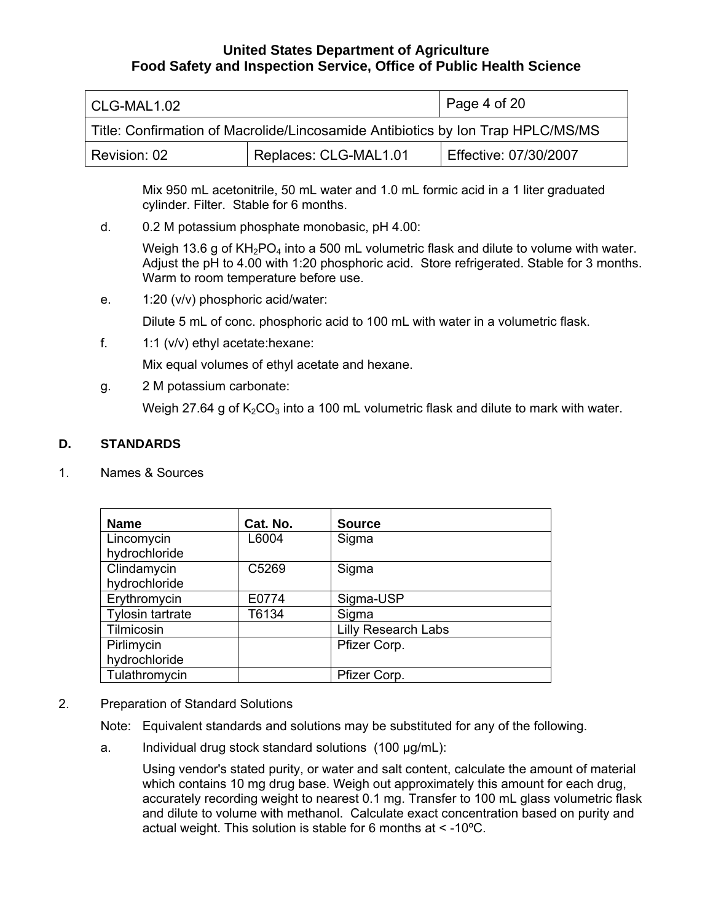Mix 950 mL acetonitrile, 50 mL water and 1.0 mL formic acid in a 1 liter graduated cylinder. Filter. Stable for 6 months.

d. 0.2 M potassium phosphate monobasic, pH 4.00:

Weigh 13.6 g of $KH_2PO_4$ into a 500 mL volumetric flask and dilute to volume with water. Adjust the pH to 4.00 with 1:20 phosphoric acid. Store refrigerated. Stable for 3 months. Warm to room temperature before use.

e. 1:20 (v/v) phosphoric acid/water:

Dilute 5 mL of conc. phosphoric acid to 100 mL with water in a volumetric flask.

f. 1:1 (v/v) ethyl acetate:hexane:

Mix equal volumes of ethyl acetate and hexane.

g. 2 M potassium carbonate:

Weigh 27.64 g of $K_2CO_3$ into a 100 mL volumetric flask and dilute to mark with water.

## D. STANDARDS

1. Names & Sources

| Name | Cat. No. | Source |
|---|---|---|
| Lincomycin hydrochloride | L6004 | Sigma |
| Clindamycin hydrochloride | C5269 | Sigma |
| Erythromycin | E0774 | Sigma-USP |
| Tylosin tartrate | T6134 | Sigma |
| Tilmicosin | | Lilly Research Labs |
| Pirlimycin hydrochloride | | Pfizer Corp. |
| Tulathromycin | | Pfizer Corp. |

2. Preparation of Standard Solutions

Note: Equivalent standards and solutions may be substituted for any of the following.

a. Individual drug stock standard solutions (100 µg/mL):

Using vendor's stated purity, or water and salt content, calculate the amount of material which contains 10 mg drug base. Weigh out approximately this amount for each drug, accurately recording weight to nearest 0.1 mg. Transfer to 100 mL glass volumetric flask and dilute to volume with methanol. Calculate exact concentration based on purity and actual weight. This solution is stable for 6 months at < -10ºC.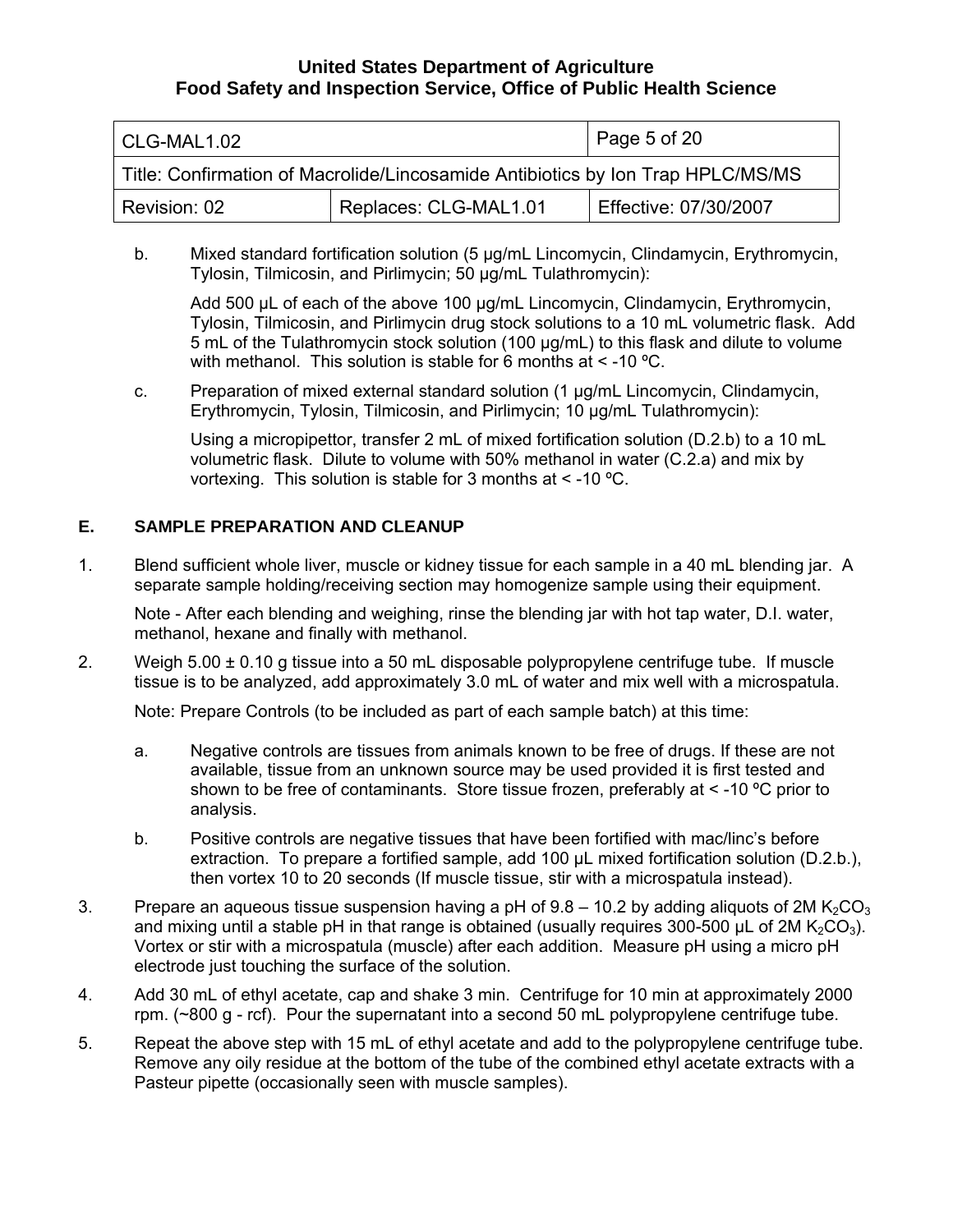b. Mixed standard fortification solution (5 µg/mL Lincomycin, Clindamycin, Erythromycin, Tylosin, Tilmicosin, and Pirlimycin; 50 µg/mL Tulathromycin):

   Add 500 µL of each of the above 100 µg/mL Lincomycin, Clindamycin, Erythromycin, Tylosin, Tilmicosin, and Pirlimycin drug stock solutions to a 10 mL volumetric flask. Add 5 mL of the Tulathromycin stock solution (100 µg/mL) to this flask and dilute to volume with methanol. This solution is stable for 6 months at < -10 ºC.

c. Preparation of mixed external standard solution (1 µg/mL Lincomycin, Clindamycin, Erythromycin, Tylosin, Tilmicosin, and Pirlimycin; 10 µg/mL Tulathromycin):

   Using a micropipettor, transfer 2 mL of mixed fortification solution (D.2.b) to a 10 mL volumetric flask. Dilute to volume with 50% methanol in water (C.2.a) and mix by vortexing. This solution is stable for 3 months at < -10 ºC.

## E. SAMPLE PREPARATION AND CLEANUP

1. Blend sufficient whole liver, muscle or kidney tissue for each sample in a 40 mL blending jar. A separate sample holding/receiving section may homogenize sample using their equipment.

   Note - After each blending and weighing, rinse the blending jar with hot tap water, D.I. water, methanol, hexane and finally with methanol.

2. Weigh 5.00 ± 0.10 g tissue into a 50 mL disposable polypropylene centrifuge tube. If muscle tissue is to be analyzed, add approximately 3.0 mL of water and mix well with a microspatula.

   Note: Prepare Controls (to be included as part of each sample batch) at this time:

   a. Negative controls are tissues from animals known to be free of drugs. If these are not available, tissue from an unknown source may be used provided it is first tested and shown to be free of contaminants. Store tissue frozen, preferably at < -10 ºC prior to analysis.

   b. Positive controls are negative tissues that have been fortified with mac/linc's before extraction. To prepare a fortified sample, add 100 µL mixed fortification solution (D.2.b.), then vortex 10 to 20 seconds (If muscle tissue, stir with a microspatula instead).

3. Prepare an aqueous tissue suspension having a pH of 9.8 – 10.2 by adding aliquots of 2M $K_2CO_3$ and mixing until a stable pH in that range is obtained (usually requires 300-500 µL of 2M $K_2CO_3$). Vortex or stir with a microspatula (muscle) after each addition. Measure pH using a micro pH electrode just touching the surface of the solution.

4. Add 30 mL of ethyl acetate, cap and shake 3 min. Centrifuge for 10 min at approximately 2000 rpm. (~800 g - rcf). Pour the supernatant into a second 50 mL polypropylene centrifuge tube.

5. Repeat the above step with 15 mL of ethyl acetate and add to the polypropylene centrifuge tube. Remove any oily residue at the bottom of the tube of the combined ethyl acetate extracts with a Pasteur pipette (occasionally seen with muscle samples).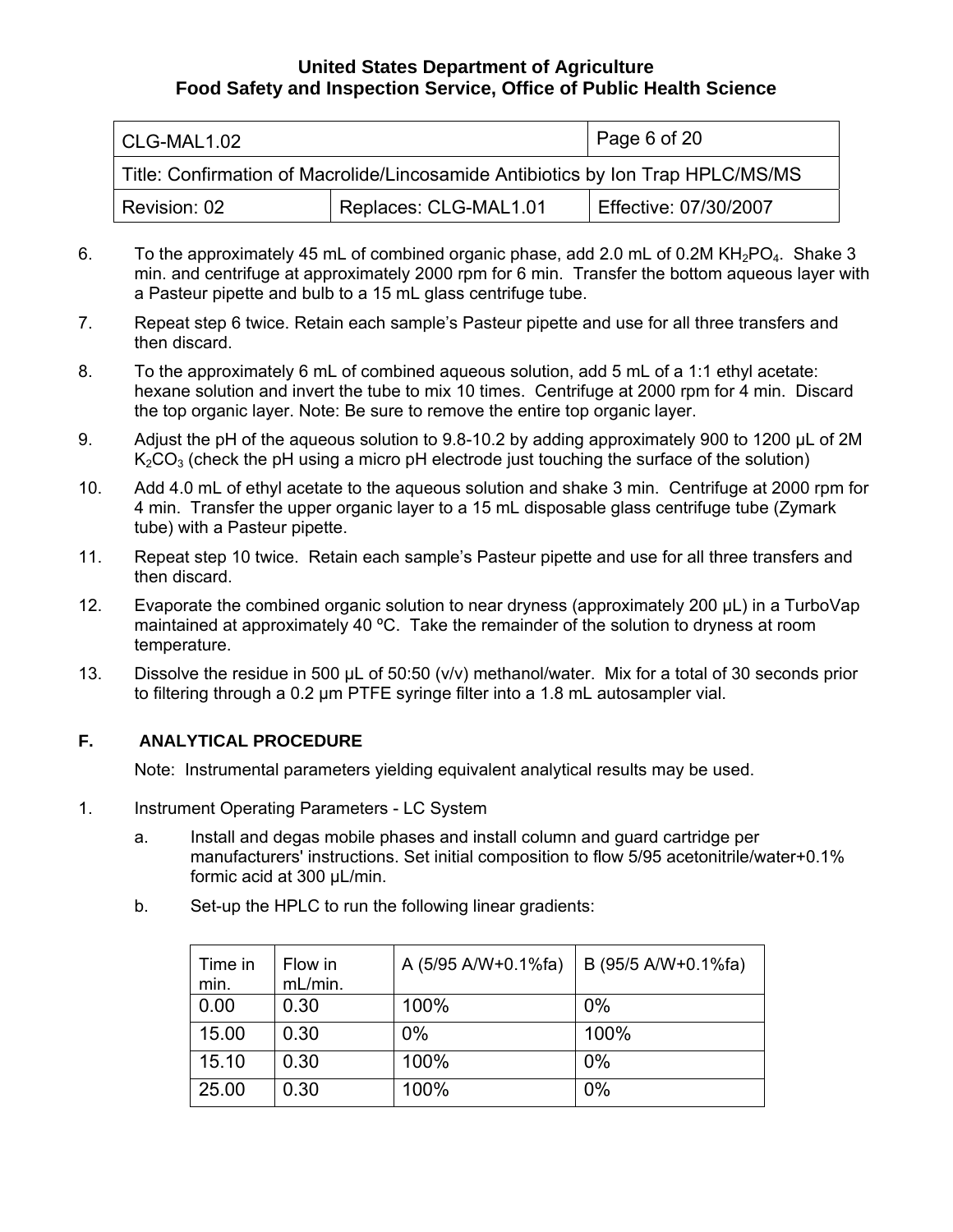6. To the approximately 45 mL of combined organic phase, add 2.0 mL of 0.2M $KH_2PO_4$. Shake 3 min. and centrifuge at approximately 2000 rpm for 6 min. Transfer the bottom aqueous layer with a Pasteur pipette and bulb to a 15 mL glass centrifuge tube.

7. Repeat step 6 twice. Retain each sample's Pasteur pipette and use for all three transfers and then discard.

8. To the approximately 6 mL of combined aqueous solution, add 5 mL of a 1:1 ethyl acetate: hexane solution and invert the tube to mix 10 times. Centrifuge at 2000 rpm for 4 min. Discard the top organic layer. Note: Be sure to remove the entire top organic layer.

9. Adjust the pH of the aqueous solution to 9.8-10.2 by adding approximately 900 to 1200 µL of 2M $K_2CO_3$ (check the pH using a micro pH electrode just touching the surface of the solution)

10. Add 4.0 mL of ethyl acetate to the aqueous solution and shake 3 min. Centrifuge at 2000 rpm for 4 min. Transfer the upper organic layer to a 15 mL disposable glass centrifuge tube (Zymark tube) with a Pasteur pipette.

11. Repeat step 10 twice. Retain each sample's Pasteur pipette and use for all three transfers and then discard.

12. Evaporate the combined organic solution to near dryness (approximately 200 µL) in a TurboVap maintained at approximately 40 ºC. Take the remainder of the solution to dryness at room temperature.

13. Dissolve the residue in 500 µL of 50:50 (v/v) methanol/water. Mix for a total of 30 seconds prior to filtering through a 0.2 µm PTFE syringe filter into a 1.8 mL autosampler vial.

## F. ANALYTICAL PROCEDURE

Note: Instrumental parameters yielding equivalent analytical results may be used.

1. Instrument Operating Parameters - LC System

   a. Install and degas mobile phases and install column and guard cartridge per manufacturers' instructions. Set initial composition to flow 5/95 acetonitrile/water+0.1% formic acid at 300 µL/min.

   b. Set-up the HPLC to run the following linear gradients:

| Time in min. | Flow in mL/min. | A (5/95 A/W+0.1%fa) | B (95/5 A/W+0.1%fa) |
|---|---|---|---|
| 0.00 | 0.30 | 100% | 0% |
| 15.00 | 0.30 | 0% | 100% |
| 15.10 | 0.30 | 100% | 0% |
| 25.00 | 0.30 | 100% | 0% |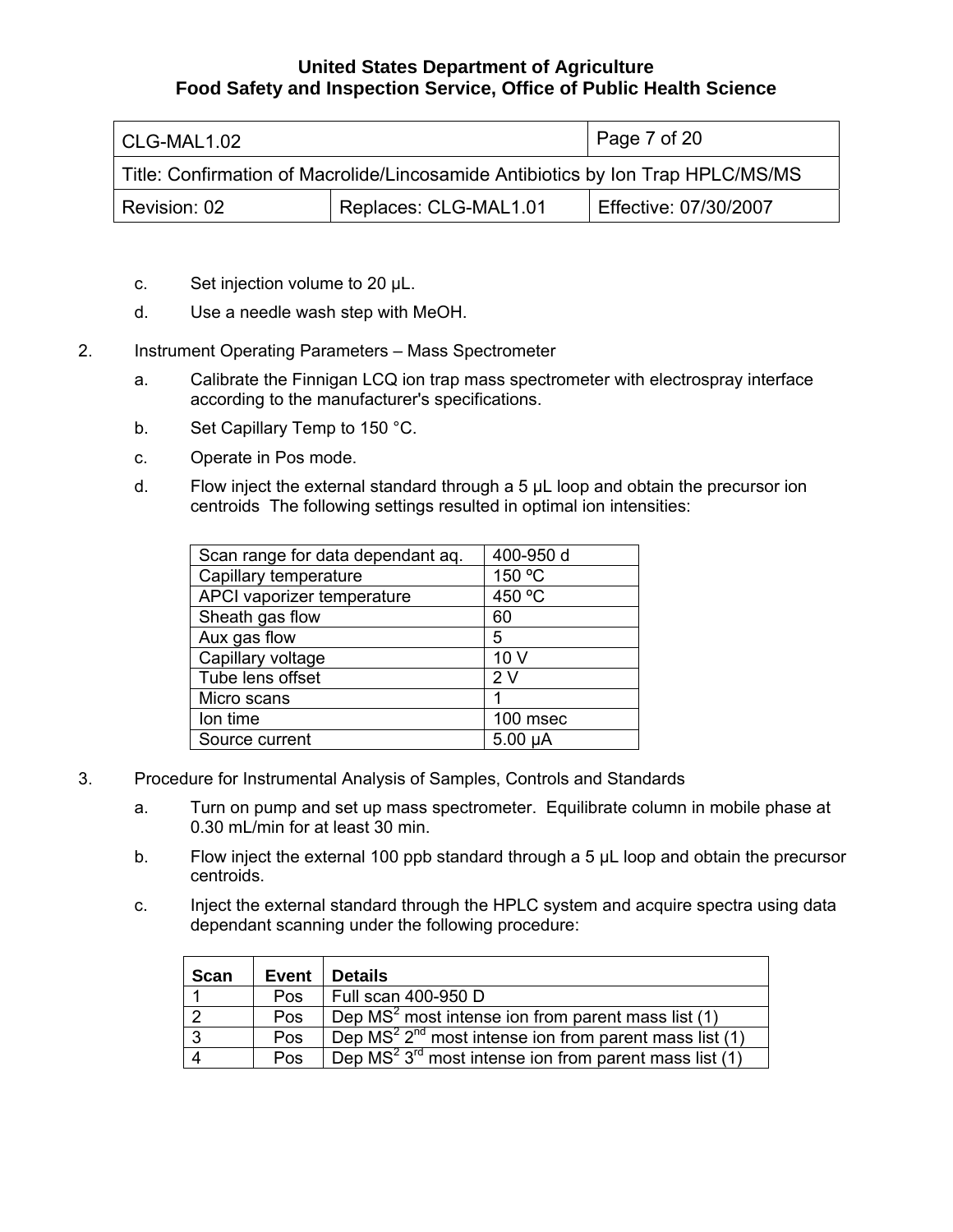c. Set injection volume to 20 µL.

d. Use a needle wash step with MeOH.

2. Instrument Operating Parameters – Mass Spectrometer

   a. Calibrate the Finnigan LCQ ion trap mass spectrometer with electrospray interface according to the manufacturer's specifications.

   b. Set Capillary Temp to 150 °C.

   c. Operate in Pos mode.

   d. Flow inject the external standard through a 5 µL loop and obtain the precursor ion centroids The following settings resulted in optimal ion intensities:

| Scan range for data dependant aq. | 400-950 d |
|---|---|
| Capillary temperature | 150 ºC |
| APCI vaporizer temperature | 450 ºC |
| Sheath gas flow | 60 |
| Aux gas flow | 5 |
| Capillary voltage | 10 V |
| Tube lens offset | 2 V |
| Micro scans | 1 |
| Ion time | 100 msec |
| Source current | 5.00 µA |

3. Procedure for Instrumental Analysis of Samples, Controls and Standards

   a. Turn on pump and set up mass spectrometer. Equilibrate column in mobile phase at 0.30 mL/min for at least 30 min.

   b. Flow inject the external 100 ppb standard through a 5 µL loop and obtain the precursor centroids.

   c. Inject the external standard through the HPLC system and acquire spectra using data dependant scanning under the following procedure:

| Scan | Event | Details |
|---|---|---|
| 1 | Pos | Full scan 400-950 D |
| 2 | Pos | Dep $MS^2$ most intense ion from parent mass list (1) |
| 3 | Pos | Dep $MS^2$ $2^{nd}$ most intense ion from parent mass list (1) |
| 4 | Pos | Dep $MS^2$ $3^{rd}$ most intense ion from parent mass list (1) |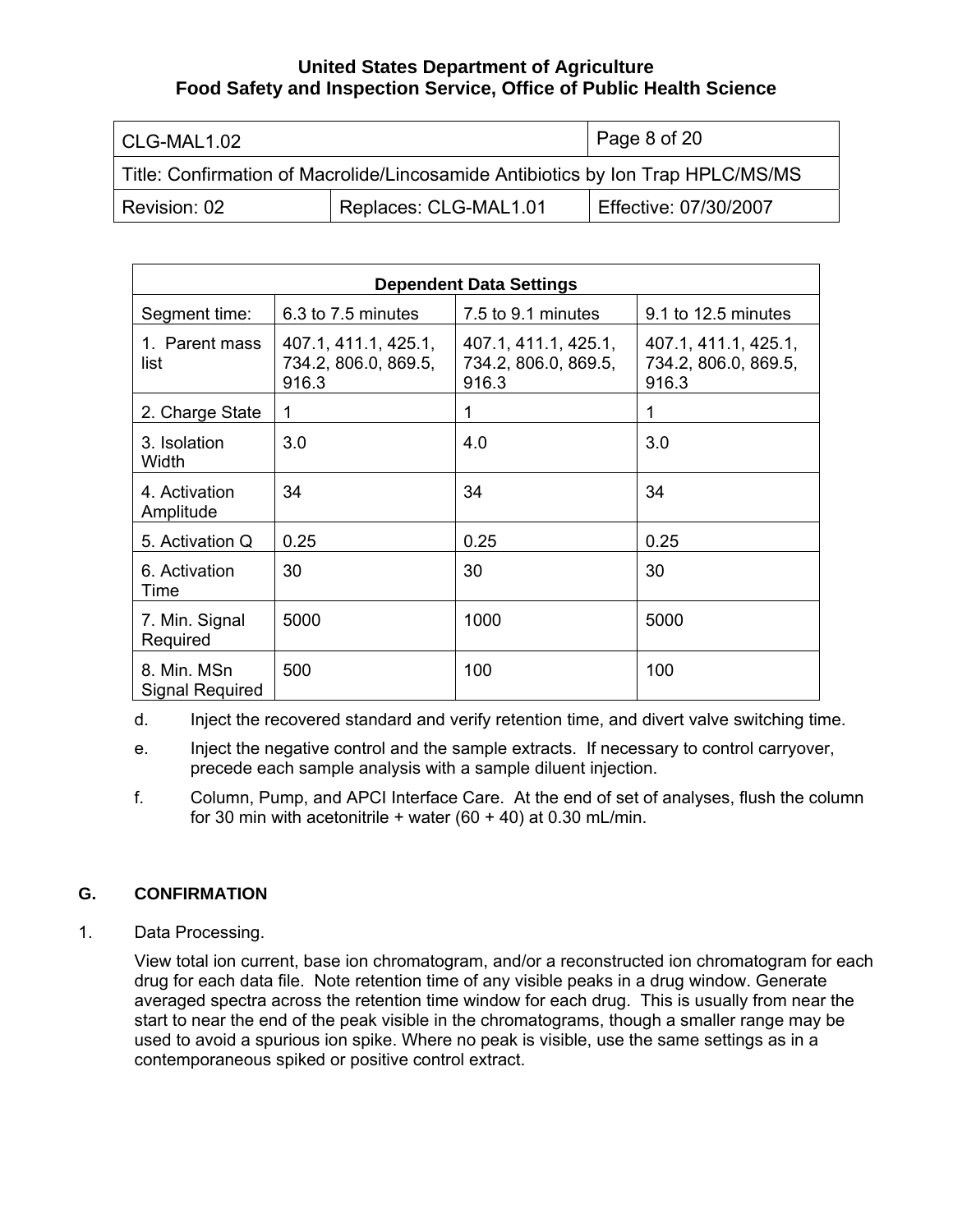| Dependent Data Settings | | | |
|---|---|---|---|
| Segment time: | 6.3 to 7.5 minutes | 7.5 to 9.1 minutes | 9.1 to 12.5 minutes |
| 1. Parent mass list | 407.1, 411.1, 425.1, 734.2, 806.0, 869.5, 916.3 | 407.1, 411.1, 425.1, 734.2, 806.0, 869.5, 916.3 | 407.1, 411.1, 425.1, 734.2, 806.0, 869.5, 916.3 |
| 2. Charge State | 1 | 1 | 1 |
| 3. Isolation Width | 3.0 | 4.0 | 3.0 |
| 4. Activation Amplitude | 34 | 34 | 34 |
| 5. Activation Q | 0.25 | 0.25 | 0.25 |
| 6. Activation Time | 30 | 30 | 30 |
| 7. Min. Signal Required | 5000 | 1000 | 5000 |
| 8. Min. MSn Signal Required | 500 | 100 | 100 |

d. Inject the recovered standard and verify retention time, and divert valve switching time.

e. Inject the negative control and the sample extracts. If necessary to control carryover, precede each sample analysis with a sample diluent injection.

f. Column, Pump, and APCI Interface Care. At the end of set of analyses, flush the column for 30 min with acetonitrile + water (60 + 40) at 0.30 mL/min.

## G. CONFIRMATION

1. Data Processing.

View total ion current, base ion chromatogram, and/or a reconstructed ion chromatogram for each drug for each data file. Note retention time of any visible peaks in a drug window. Generate averaged spectra across the retention time window for each drug. This is usually from near the start to near the end of the peak visible in the chromatograms, though a smaller range may be used to avoid a spurious ion spike. Where no peak is visible, use the same settings as in a contemporaneous spiked or positive control extract.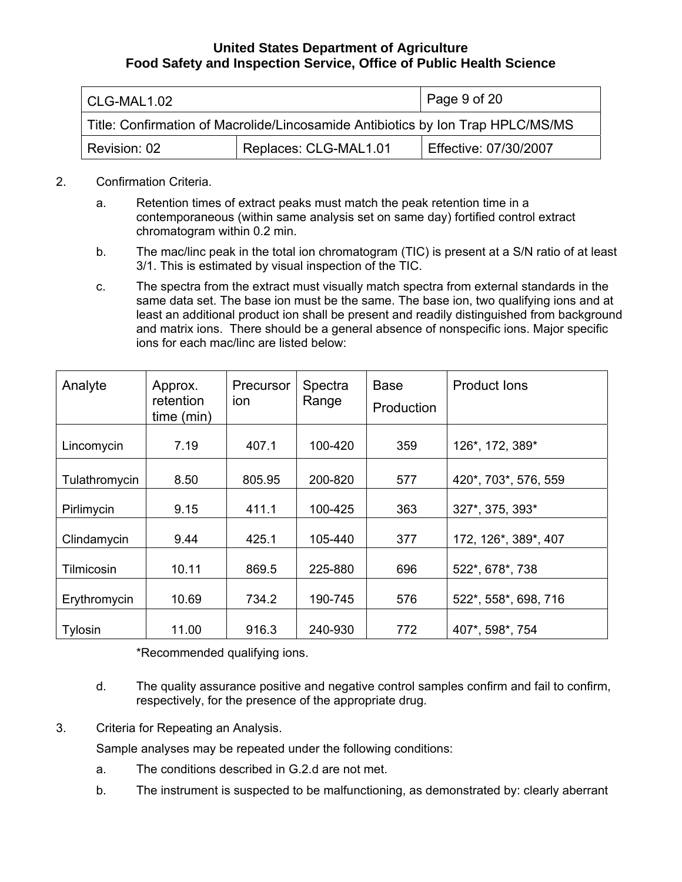2. Confirmation Criteria.

   a. Retention times of extract peaks must match the peak retention time in a contemporaneous (within same analysis set on same day) fortified control extract chromatogram within 0.2 min.

   b. The mac/linc peak in the total ion chromatogram (TIC) is present at a S/N ratio of at least 3/1. This is estimated by visual inspection of the TIC.

   c. The spectra from the extract must visually match spectra from external standards in the same data set. The base ion must be the same. The base ion, two qualifying ions and at least an additional product ion shall be present and readily distinguished from background and matrix ions. There should be a general absence of nonspecific ions. Major specific ions for each mac/linc are listed below:

| Analyte | Approx. retention time (min) | Precursor ion | Spectra Range | Base Production | Product Ions |
|---|---|---|---|---|---|
| Lincomycin | 7.19 | 407.1 | 100-420 | 359 | 126*, 172, 389* |
| Tulathromycin | 8.50 | 805.95 | 200-820 | 577 | 420*, 703*, 576, 559 |
| Pirlimycin | 9.15 | 411.1 | 100-425 | 363 | 327*, 375, 393* |
| Clindamycin | 9.44 | 425.1 | 105-440 | 377 | 172, 126*, 389*, 407 |
| Tilmicosin | 10.11 | 869.5 | 225-880 | 696 | 522*, 678*, 738 |
| Erythromycin | 10.69 | 734.2 | 190-745 | 576 | 522*, 558*, 698, 716 |
| Tylosin | 11.00 | 916.3 | 240-930 | 772 | 407*, 598*, 754 |

*Recommended qualifying ions.

   d. The quality assurance positive and negative control samples confirm and fail to confirm, respectively, for the presence of the appropriate drug.

3. Criteria for Repeating an Analysis.

   Sample analyses may be repeated under the following conditions:

   a. The conditions described in G.2.d are not met.

   b. The instrument is suspected to be malfunctioning, as demonstrated by: clearly aberrant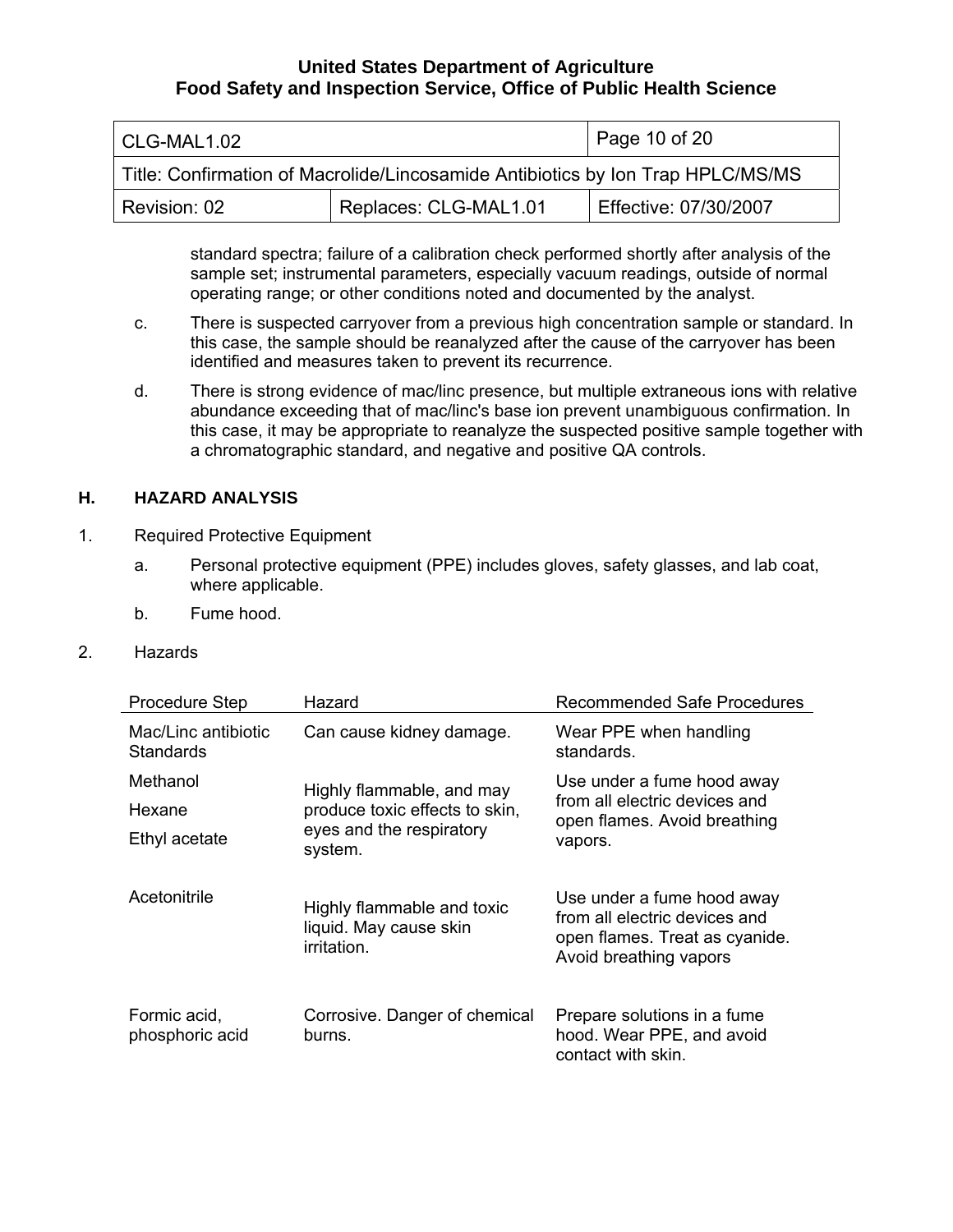standard spectra; failure of a calibration check performed shortly after analysis of the sample set; instrumental parameters, especially vacuum readings, outside of normal operating range; or other conditions noted and documented by the analyst.

c. There is suspected carryover from a previous high concentration sample or standard. In this case, the sample should be reanalyzed after the cause of the carryover has been identified and measures taken to prevent its recurrence.

d. There is strong evidence of mac/linc presence, but multiple extraneous ions with relative abundance exceeding that of mac/linc's base ion prevent unambiguous confirmation. In this case, it may be appropriate to reanalyze the suspected positive sample together with a chromatographic standard, and negative and positive QA controls.

## H. HAZARD ANALYSIS

1. Required Protective Equipment

   a. Personal protective equipment (PPE) includes gloves, safety glasses, and lab coat, where applicable.

   b. Fume hood.

2. Hazards

| Procedure Step | Hazard | Recommended Safe Procedures |
|---|---|---|
| Mac/Linc antibiotic Standards | Can cause kidney damage. | Wear PPE when handling standards. |
| Methanol<br>Hexane<br>Ethyl acetate | Highly flammable, and may produce toxic effects to skin, eyes and the respiratory system. | Use under a fume hood away from all electric devices and open flames. Avoid breathing vapors. |
| Acetonitrile | Highly flammable and toxic liquid. May cause skin irritation. | Use under a fume hood away from all electric devices and open flames. Treat as cyanide. Avoid breathing vapors |
| Formic acid, phosphoric acid | Corrosive. Danger of chemical burns. | Prepare solutions in a fume hood. Wear PPE, and avoid contact with skin. |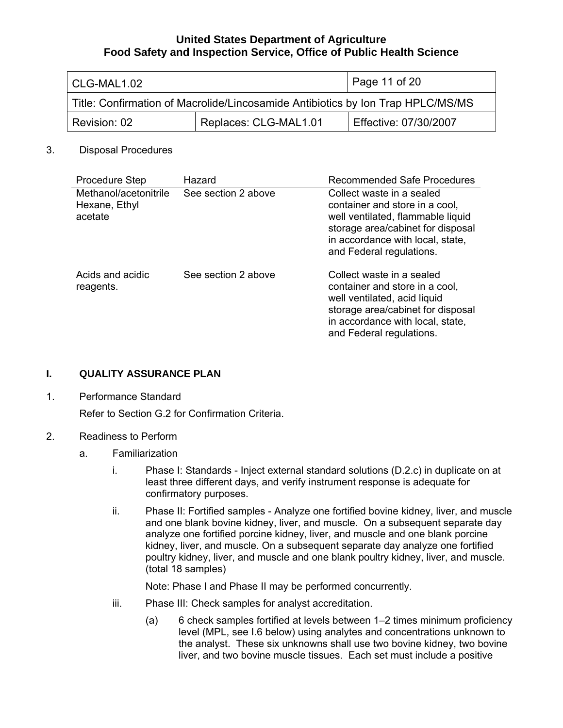3. Disposal Procedures

| Procedure Step | Hazard | Recommended Safe Procedures |
|---|---|---|
| Methanol/acetonitrile Hexane, Ethyl acetate | See section 2 above | Collect waste in a sealed container and store in a cool, well ventilated, flammable liquid storage area/cabinet for disposal in accordance with local, state, and Federal regulations. |
| Acids and acidic reagents. | See section 2 above | Collect waste in a sealed container and store in a cool, well ventilated, acid liquid storage area/cabinet for disposal in accordance with local, state, and Federal regulations. |

## I. QUALITY ASSURANCE PLAN

1. Performance Standard

   Refer to Section G.2 for Confirmation Criteria.

2. Readiness to Perform

   a. Familiarization

      i. Phase I: Standards - Inject external standard solutions (D.2.c) in duplicate on at least three different days, and verify instrument response is adequate for confirmatory purposes.

      ii. Phase II: Fortified samples - Analyze one fortified bovine kidney, liver, and muscle and one blank bovine kidney, liver, and muscle. On a subsequent separate day analyze one fortified porcine kidney, liver, and muscle and one blank porcine kidney, liver, and muscle. On a subsequent separate day analyze one fortified poultry kidney, liver, and muscle and one blank poultry kidney, liver, and muscle. (total 18 samples)

      Note: Phase I and Phase II may be performed concurrently.

      iii. Phase III: Check samples for analyst accreditation.

         (a) 6 check samples fortified at levels between 1–2 times minimum proficiency level (MPL, see I.6 below) using analytes and concentrations unknown to the analyst. These six unknowns shall use two bovine kidney, two bovine liver, and two bovine muscle tissues. Each set must include a positive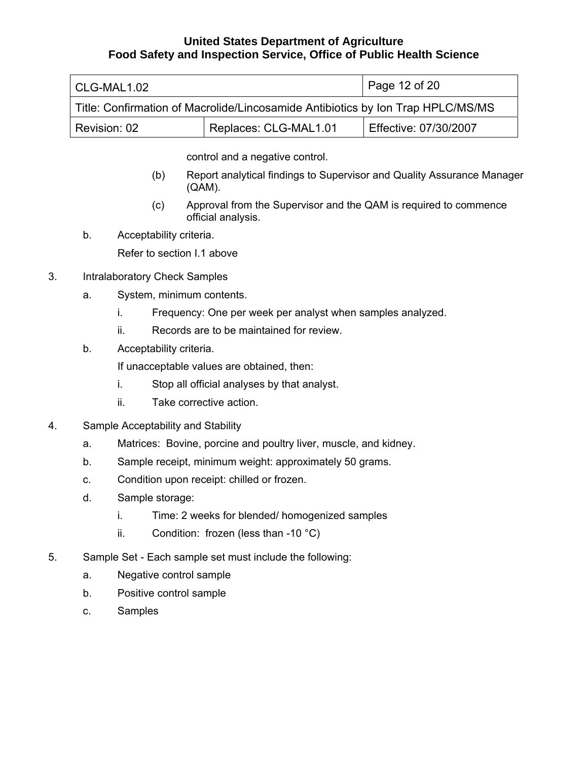control and a negative control.

(b) Report analytical findings to Supervisor and Quality Assurance Manager (QAM).

(c) Approval from the Supervisor and the QAM is required to commence official analysis.

b. Acceptability criteria.

Refer to section I.1 above

3. Intralaboratory Check Samples

a. System, minimum contents.

i. Frequency: One per week per analyst when samples analyzed.

ii. Records are to be maintained for review.

b. Acceptability criteria.

If unacceptable values are obtained, then:

i. Stop all official analyses by that analyst.

ii. Take corrective action.

4. Sample Acceptability and Stability

a. Matrices: Bovine, porcine and poultry liver, muscle, and kidney.

b. Sample receipt, minimum weight: approximately 50 grams.

c. Condition upon receipt: chilled or frozen.

d. Sample storage:

i. Time: 2 weeks for blended/ homogenized samples

ii. Condition: frozen (less than -10 °C)

5. Sample Set - Each sample set must include the following:

a. Negative control sample

b. Positive control sample

c. Samples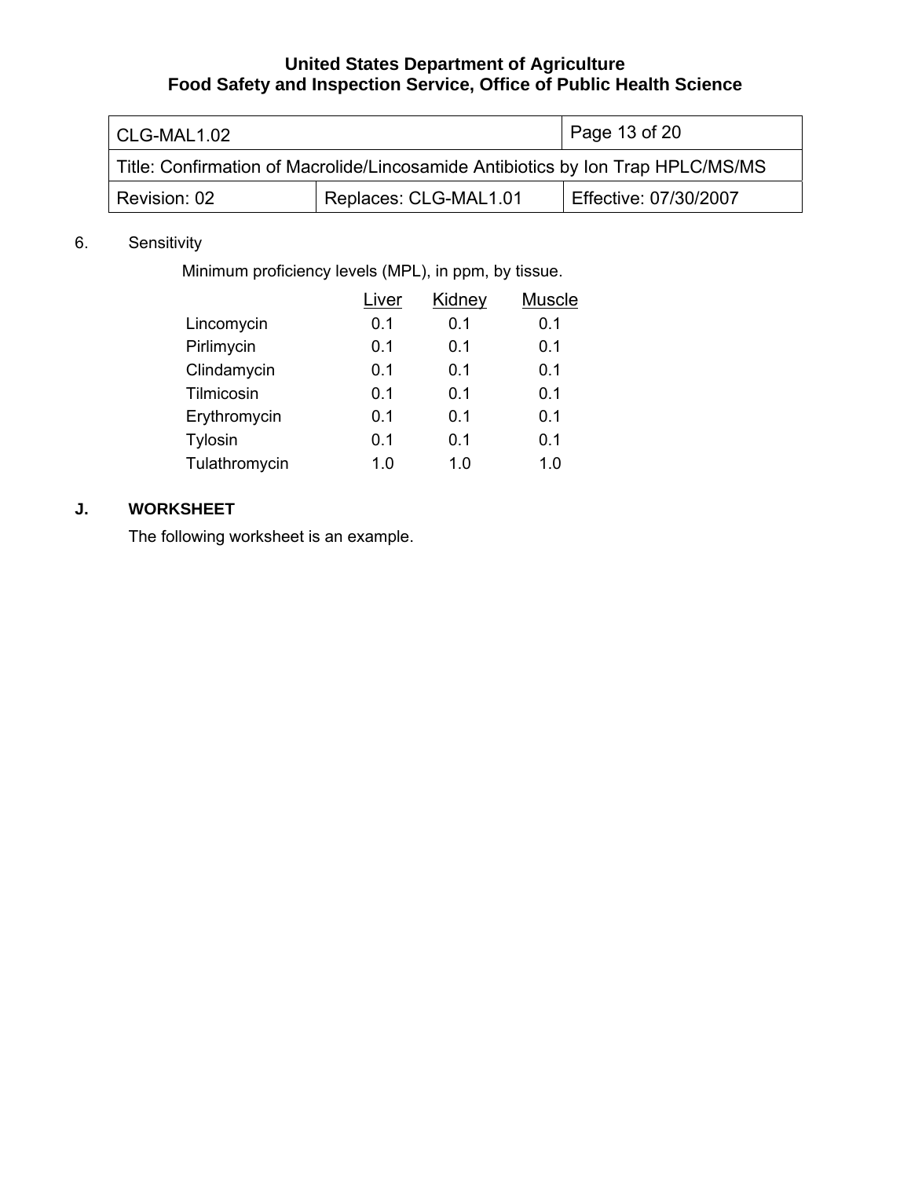6. Sensitivity

Minimum proficiency levels (MPL), in ppm, by tissue.

| | Liver | Kidney | Muscle |
|---|---|---|---|
| Lincomycin | 0.1 | 0.1 | 0.1 |
| Pirlimycin | 0.1 | 0.1 | 0.1 |
| Clindamycin | 0.1 | 0.1 | 0.1 |
| Tilmicosin | 0.1 | 0.1 | 0.1 |
| Erythromycin | 0.1 | 0.1 | 0.1 |
| Tylosin | 0.1 | 0.1 | 0.1 |
| Tulathromycin | 1.0 | 1.0 | 1.0 |

## J. WORKSHEET

The following worksheet is an example.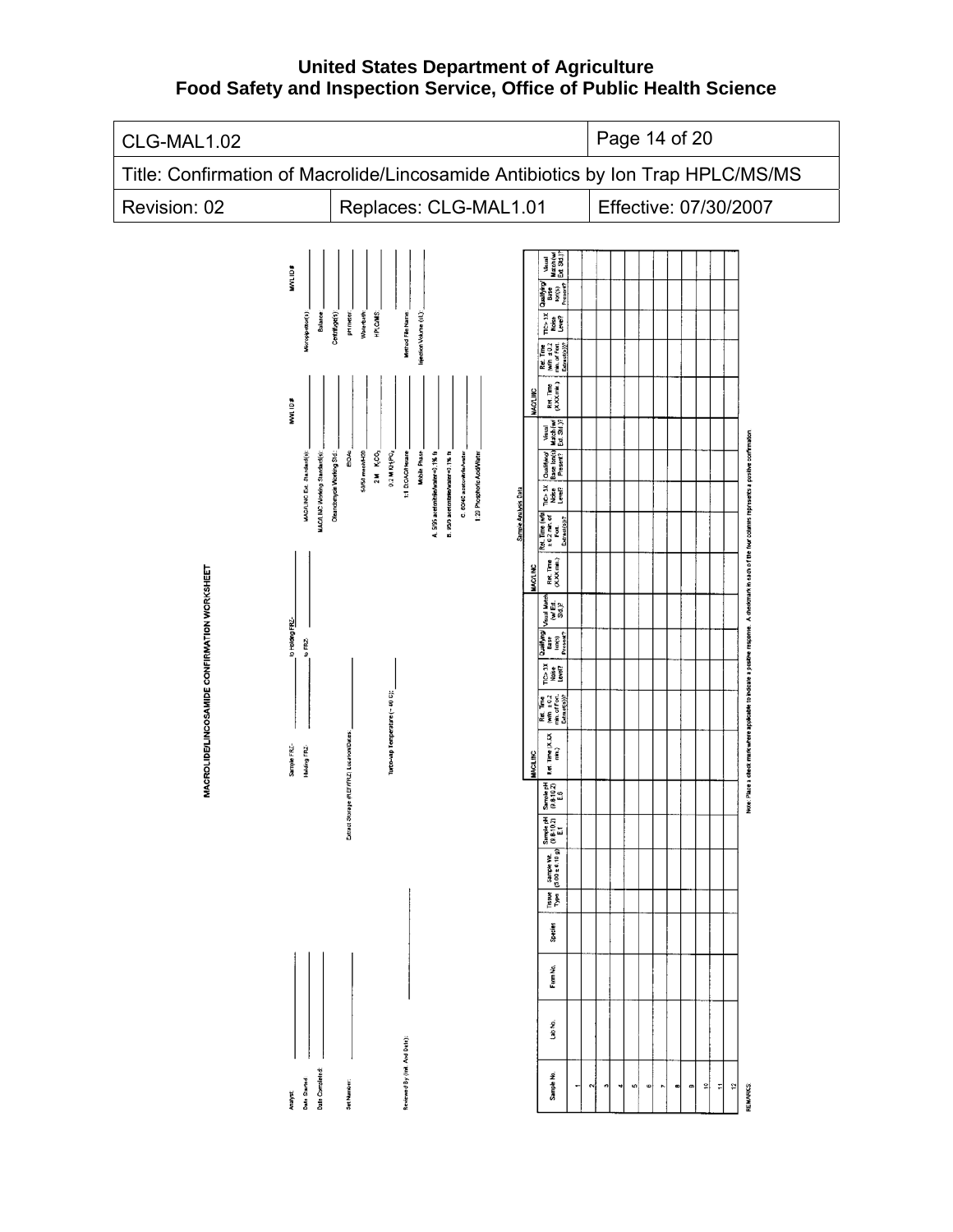# MACROLIDE/LINCOSAMIDE CONFIRMATION WORKSHEET

Analyst: ______________ Sample FRZ- ______________ to Holding FRZ- ______________

Date Started: ______________ Holding FRZ- ______________ to FRZ- ______________

Date Completed: ______________

Set Number: ______________ Extract Storage (REF/FRZ) Location/Dates: ______________

Turbo-vap Temperature (~ 40 °C): ______________

Reviewed By (Init. And Date): ______________

| | MAL ID # |
|---|---|
| MAC/LINC Ext. Standard(s): | |
| MAC/LINC Working Standard(s): | |
| Oleandomycin Working Std.: | |
| EtOAc: | |
| 50/50 meoh/H2O: | |
| 2 M $K_2CO_3$: | |
| 0.2 M $KH_2PO_4$: | |
| 1:1 EtOAc/Hexane: | |
| Mobile Phase: | |
| A. 5/95 acetonitrile/water+0.1% fa: | |
| B. 95/5 acetonitrile/water+0.1% fa: | |
| C. 60/40 acetonitrile/water: | |
| 1:20 Phosphoric Acid/Water: | |

| | MWL ID # |
|---|---|
| Micropipettor(s): | |
| Balance: | |
| Centrifuge(s): | |
| pH meter: | |
| Waterbath: | |
| HPLC/MS: | |
| Method File Name: | |
| Injection Volume (uL): | |

Sample Analysis Data

| Sample No. | Lab No. | Form No. | Species | Tissue Type | Sample Wt. (5.00 ± 0.10 g) | Sample pH (9.8-10.2) E.1 | Sample pH (9.8-10.2) E.6 | MAC/LINC Ret. Time (X.XX min.) | Ret. Time (with ± 0.2 min. of Fort. Extract(s))? | TIC> 3X Noise Level? | Qualifying/ Base Ion(s) Present? | Visual Match (w/ Ext. Std.)? | MAC/LINC Ret. Time (X.XX min.) | Ret. Time (with ± 0.2 min. of Fort. Extract(s))? | TIC> 3X Noise Level? | Qualifying/ Base Ion(s) Present? | Visual Match (w/ Ext. Std.)? | MAC/LINC Ret. Time (X.XX min.) | Ret. Time (with ± 0.2 min. of Fort. Extract(s))? | TIC> 3X Noise Level? | Qualifying/ Base Ion(s) Present? | Visual Match (w/ Ext. Std.)? |
|---|---|---|---|---|---|---|---|---|---|---|---|---|---|---|---|---|---|---|---|---|---|---|
| 1 | | | | | | | | | | | | | | | | | | | | | | |
| 2 | | | | | | | | | | | | | | | | | | | | | | |
| 3 | | | | | | | | | | | | | | | | | | | | | | |
| 4 | | | | | | | | | | | | | | | | | | | | | | |
| 5 | | | | | | | | | | | | | | | | | | | | | | |
| 6 | | | | | | | | | | | | | | | | | | | | | | |
| 7 | | | | | | | | | | | | | | | | | | | | | | |
| 8 | | | | | | | | | | | | | | | | | | | | | | |
| 9 | | | | | | | | | | | | | | | | | | | | | | |
| 10 | | | | | | | | | | | | | | | | | | | | | | |
| 11 | | | | | | | | | | | | | | | | | | | | | | |
| 12 | | | | | | | | | | | | | | | | | | | | | | |

Note: Place a check mark where applicable to indicate a positive response. A checkmark in each of the four columns represents a positive confirmation.

REMARKS: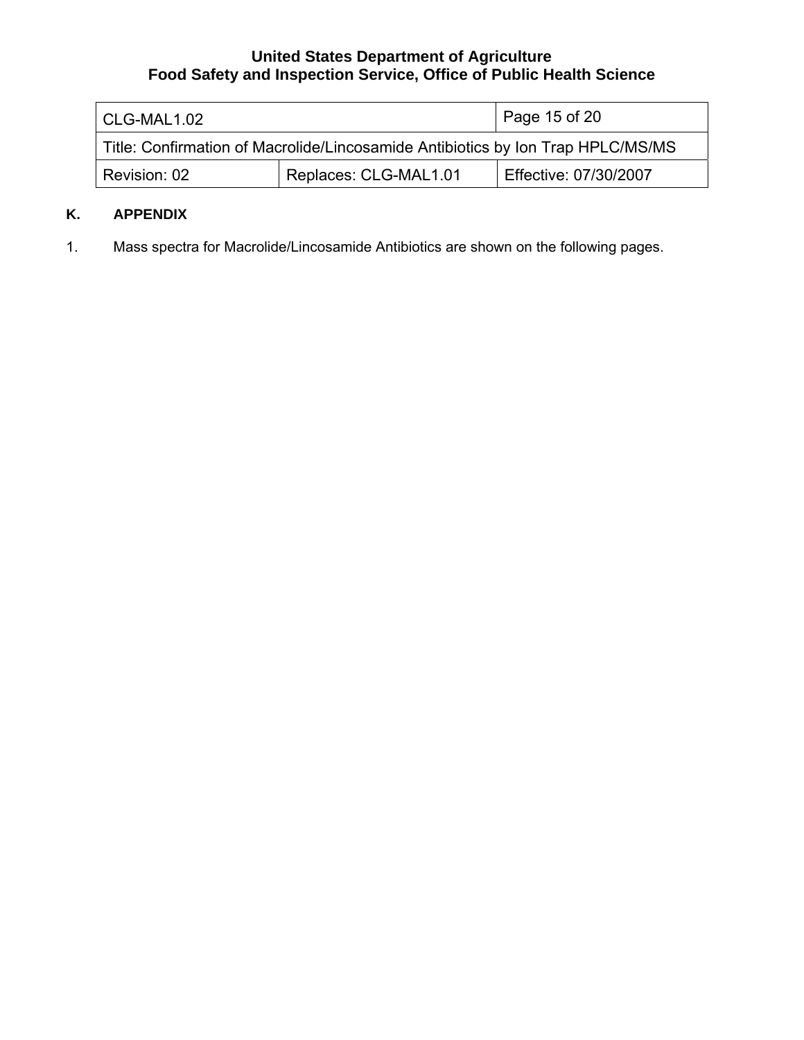## K. APPENDIX

1. Mass spectra for Macrolide/Lincosamide Antibiotics are shown on the following pages.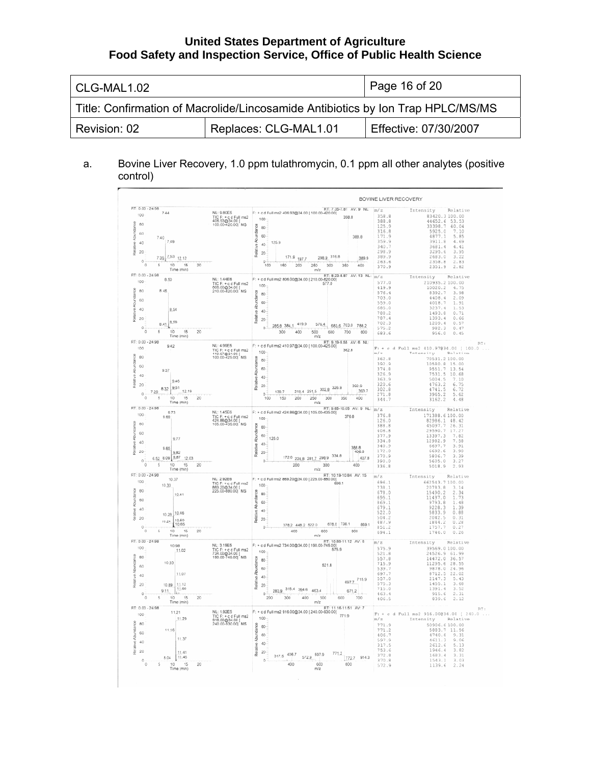a. Bovine Liver Recovery, 1.0 ppm tulathromycin, 0.1 ppm all other analytes (positive control)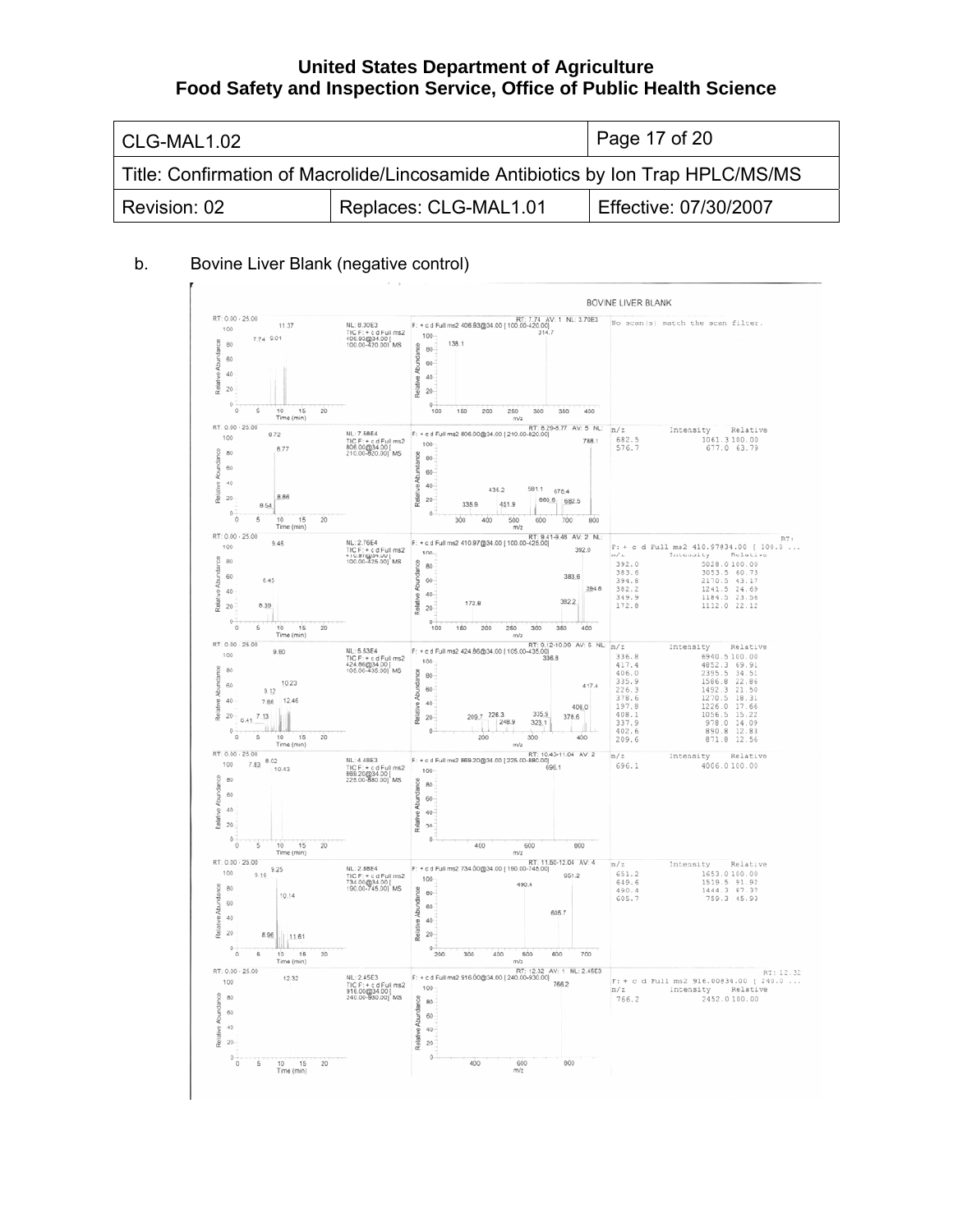b. Bovine Liver Blank (negative control)

BOVINE LIVER BLANK

No scan(s) match the scan filter.

| m/z | Intensity | Relative |
|---|---|---|
| 682.5 | 1061.3 | 100.00 |
| 576.7 | 677.0 | 63.79 |

F: + c d Full ms2 410.97@34.00 [ 100.0 ...

| m/z | Intensity | Relative |
|---|---|---|
| 392.0 | 5028.0 | 100.00 |
| 383.6 | 3053.5 | 60.73 |
| 394.8 | 2170.5 | 43.17 |
| 382.2 | 1241.5 | 24.69 |
| 349.9 | 1184.5 | 23.56 |
| 172.8 | 1112.0 | 22.12 |

| m/z | Intensity | Relative |
|---|---|---|
| 336.8 | 6940.5 | 100.00 |
| 417.4 | 4852.3 | 69.91 |
| 406.0 | 2395.5 | 34.51 |
| 335.9 | 1586.8 | 22.86 |
| 226.3 | 1492.3 | 21.50 |
| 378.6 | 1270.5 | 18.31 |
| 197.8 | 1226.0 | 17.66 |
| 408.1 | 1056.5 | 15.22 |
| 337.9 | 978.0 | 14.09 |
| 402.6 | 890.8 | 12.83 |
| 209.6 | 871.8 | 12.56 |

| m/z | Intensity | Relative |
|---|---|---|
| 696.1 | 4006.0 | 100.00 |

| m/z | Intensity | Relative |
|---|---|---|
| 651.2 | 1653.0 | 100.00 |
| 649.6 | 1519.5 | 91.92 |
| 490.4 | 1444.3 | 87.37 |
| 605.7 | 759.3 | 45.93 |

F: + c d Full ms2 916.00@34.00 [ 240.0 ...

| m/z | Intensity | Relative |
|---|---|---|
| 766.2 | 2452.0 | 100.00 |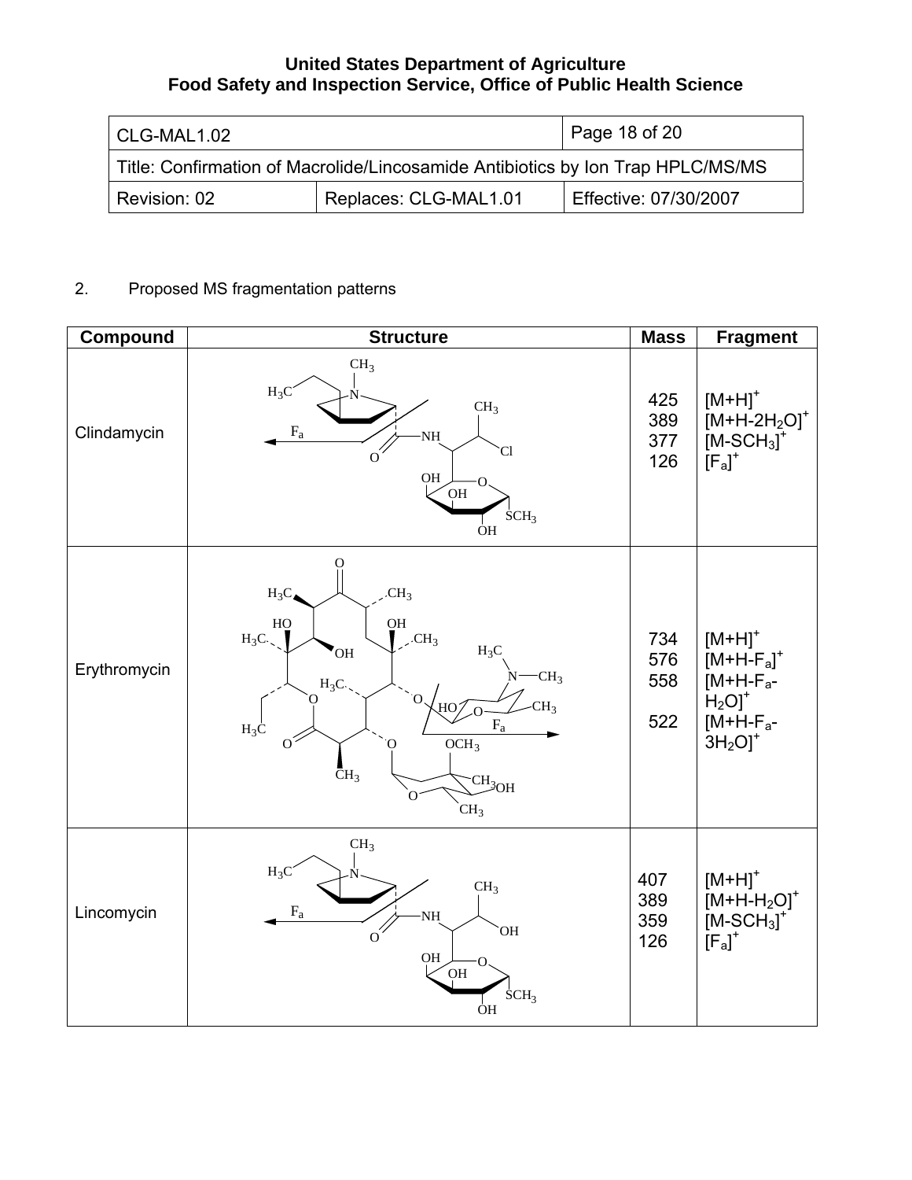2. Proposed MS fragmentation patterns

| Compound | Structure | Mass | Fragment |
| --- | --- | --- | --- |
| Clindamycin | | 425<br>389<br>377<br>126 | $[M+H]^+$<br>$[M+H-2H_2O]^+$<br>$[M-SCH_3]^+$<br>$[F_a]^+$ |
| Erythromycin | | 734<br>576<br>558<br>522 | $[M+H]^+$<br>$[M+H-F_a]^+$<br>$[M+H-F_a-H_2O]^+$<br>$[M+H-F_a-3H_2O]^+$ |
| Lincomycin | | 407<br>389<br>359<br>126 | $[M+H]^+$<br>$[M+H-H_2O]^+$<br>$[M-SCH_3]^+$<br>$[F_a]^+$ |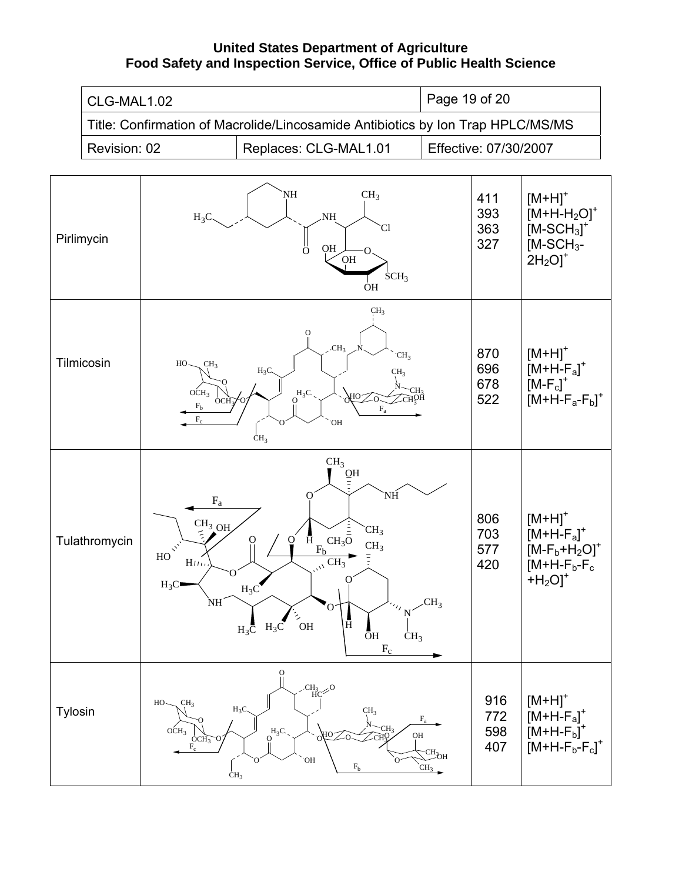| | | | |
|---|---|---|---|
| Pirlimycin | | 411<br>393<br>363<br>327 | $[M+H]^+$<br>$[M+H-H_2O]^+$<br>$[M-SCH_3]^+$<br>$[M-SCH_3-2H_2O]^+$ |
| Tilmicosin | | 870<br>696<br>678<br>522 | $[M+H]^+$<br>$[M+H-F_a]^+$<br>$[M-F_c]^+$<br>$[M+H-F_a-F_b]^+$ |
| Tulathromycin | | 806<br>703<br>577<br>420 | $[M+H]^+$<br>$[M+H-F_a]^+$<br>$[M-F_b+H_2O]^+$<br>$[M+H-F_b-F_c+H_2O]^+$ |
| Tylosin | | 916<br>772<br>598<br>407 | $[M+H]^+$<br>$[M+H-F_a]^+$<br>$[M+H-F_b]^+$<br>$[M+H-F_b-F_c]^+$ |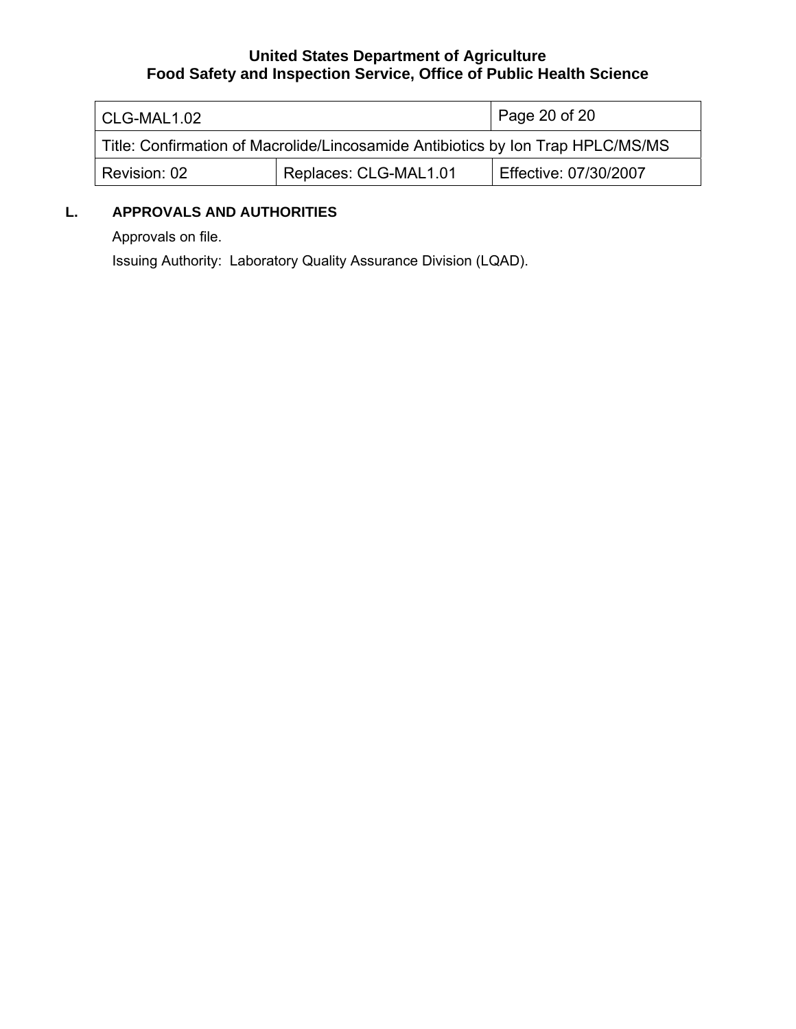## L. APPROVALS AND AUTHORITIES

Approvals on file.

Issuing Authority: Laboratory Quality Assurance Division (LQAD).